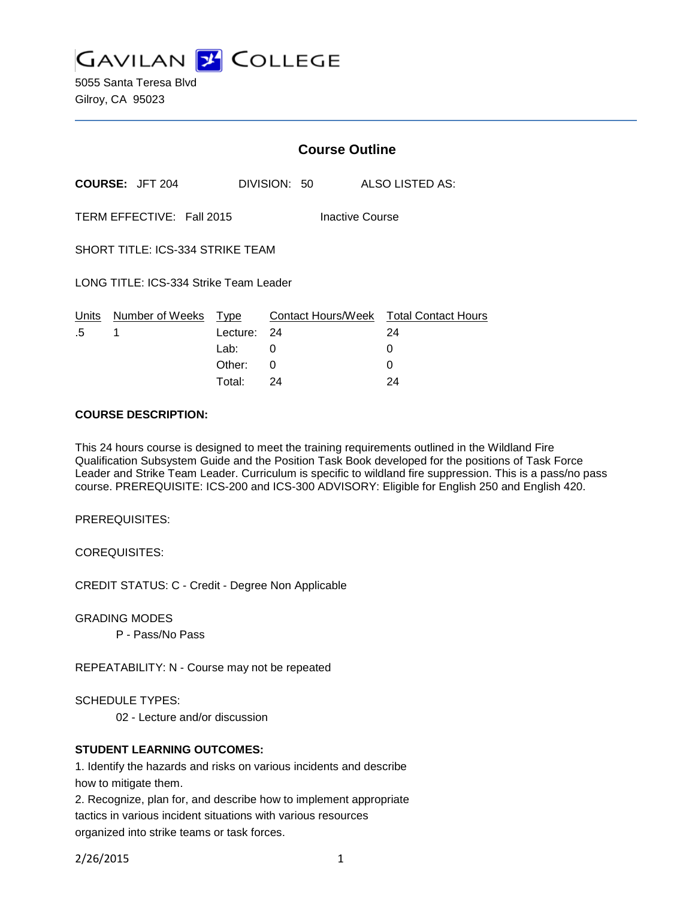GAVILAN COLLEGE

5055 Santa Teresa Blvd
Gilroy, CA 95023

## Course Outline

**COURSE:** JFT 204 DIVISION: 50 ALSO LISTED AS:

TERM EFFECTIVE: Fall 2015 Inactive Course

SHORT TITLE: ICS-334 STRIKE TEAM

LONG TITLE: ICS-334 Strike Team Leader

| Units | Number of Weeks | Type | Contact Hours/Week | Total Contact Hours |
|---|---|---|---|---|
| .5 | 1 | Lecture: | 24 | 24 |
| | | Lab: | 0 | 0 |
| | | Other: | 0 | 0 |
| | | Total: | 24 | 24 |

**COURSE DESCRIPTION:**

This 24 hours course is designed to meet the training requirements outlined in the Wildland Fire Qualification Subsystem Guide and the Position Task Book developed for the positions of Task Force Leader and Strike Team Leader. Curriculum is specific to wildland fire suppression. This is a pass/no pass course. PREREQUISITE: ICS-200 and ICS-300 ADVISORY: Eligible for English 250 and English 420.

PREREQUISITES:

COREQUISITES:

CREDIT STATUS: C - Credit - Degree Non Applicable

GRADING MODES

P - Pass/No Pass

REPEATABILITY: N - Course may not be repeated

SCHEDULE TYPES:

02 - Lecture and/or discussion

**STUDENT LEARNING OUTCOMES:**

1. Identify the hazards and risks on various incidents and describe how to mitigate them.
2. Recognize, plan for, and describe how to implement appropriate tactics in various incident situations with various resources organized into strike teams or task forces.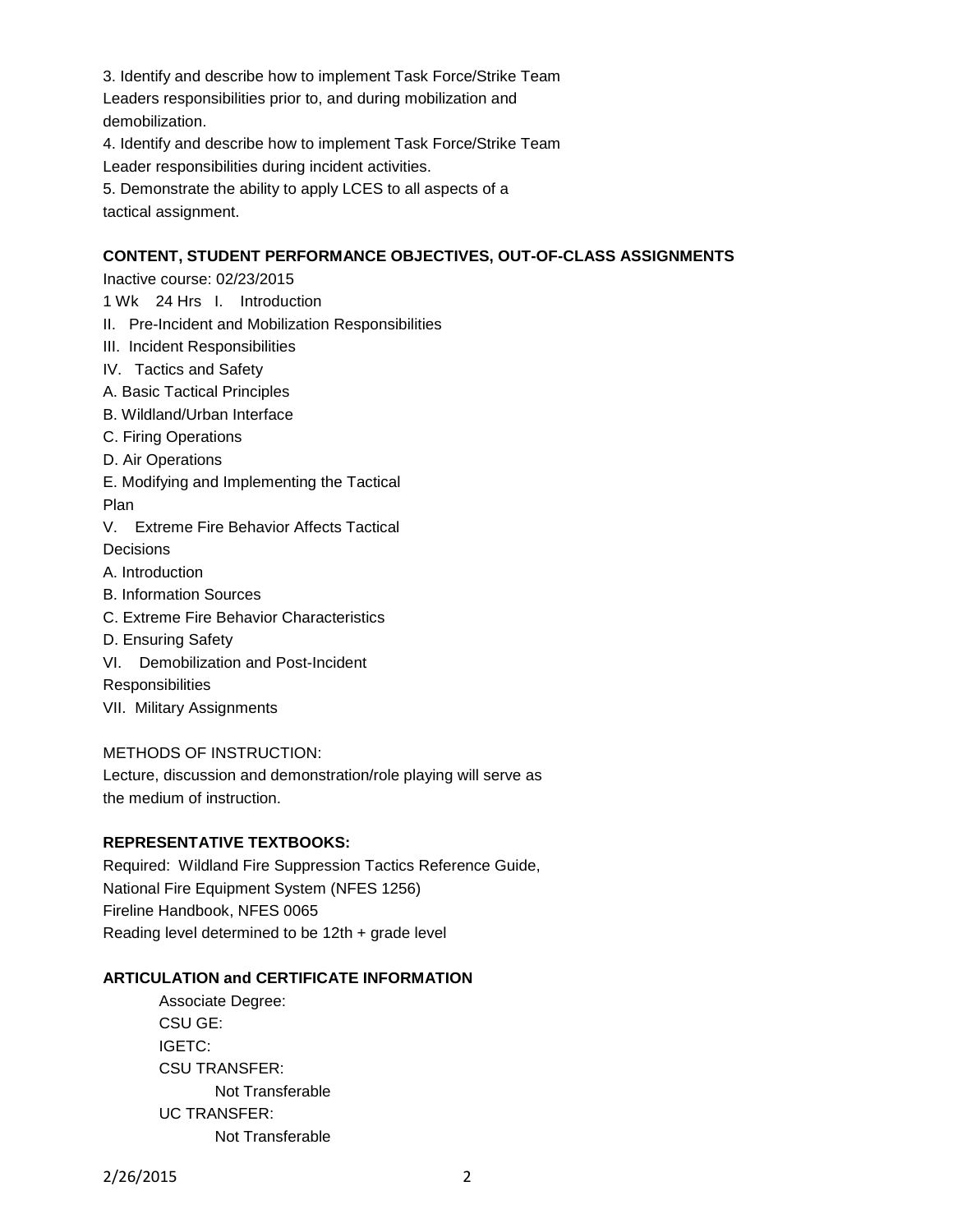3. Identify and describe how to implement Task Force/Strike Team Leaders responsibilities prior to, and during mobilization and demobilization.
4. Identify and describe how to implement Task Force/Strike Team Leader responsibilities during incident activities.
5. Demonstrate the ability to apply LCES to all aspects of a tactical assignment.

**CONTENT, STUDENT PERFORMANCE OBJECTIVES, OUT-OF-CLASS ASSIGNMENTS**

Inactive course: 02/23/2015

1 Wk 24 Hrs I. Introduction

II. Pre-Incident and Mobilization Responsibilities

III. Incident Responsibilities

IV. Tactics and Safety

A. Basic Tactical Principles

B. Wildland/Urban Interface

C. Firing Operations

D. Air Operations

E. Modifying and Implementing the Tactical Plan

V. Extreme Fire Behavior Affects Tactical Decisions

A. Introduction

B. Information Sources

C. Extreme Fire Behavior Characteristics

D. Ensuring Safety

VI. Demobilization and Post-Incident Responsibilities

VII. Military Assignments

METHODS OF INSTRUCTION:

Lecture, discussion and demonstration/role playing will serve as the medium of instruction.

**REPRESENTATIVE TEXTBOOKS:**

Required: Wildland Fire Suppression Tactics Reference Guide, National Fire Equipment System (NFES 1256)
Fireline Handbook, NFES 0065
Reading level determined to be 12th + grade level

**ARTICULATION and CERTIFICATE INFORMATION**

Associate Degree:
CSU GE:
IGETC:
CSU TRANSFER:
Not Transferable
UC TRANSFER:
Not Transferable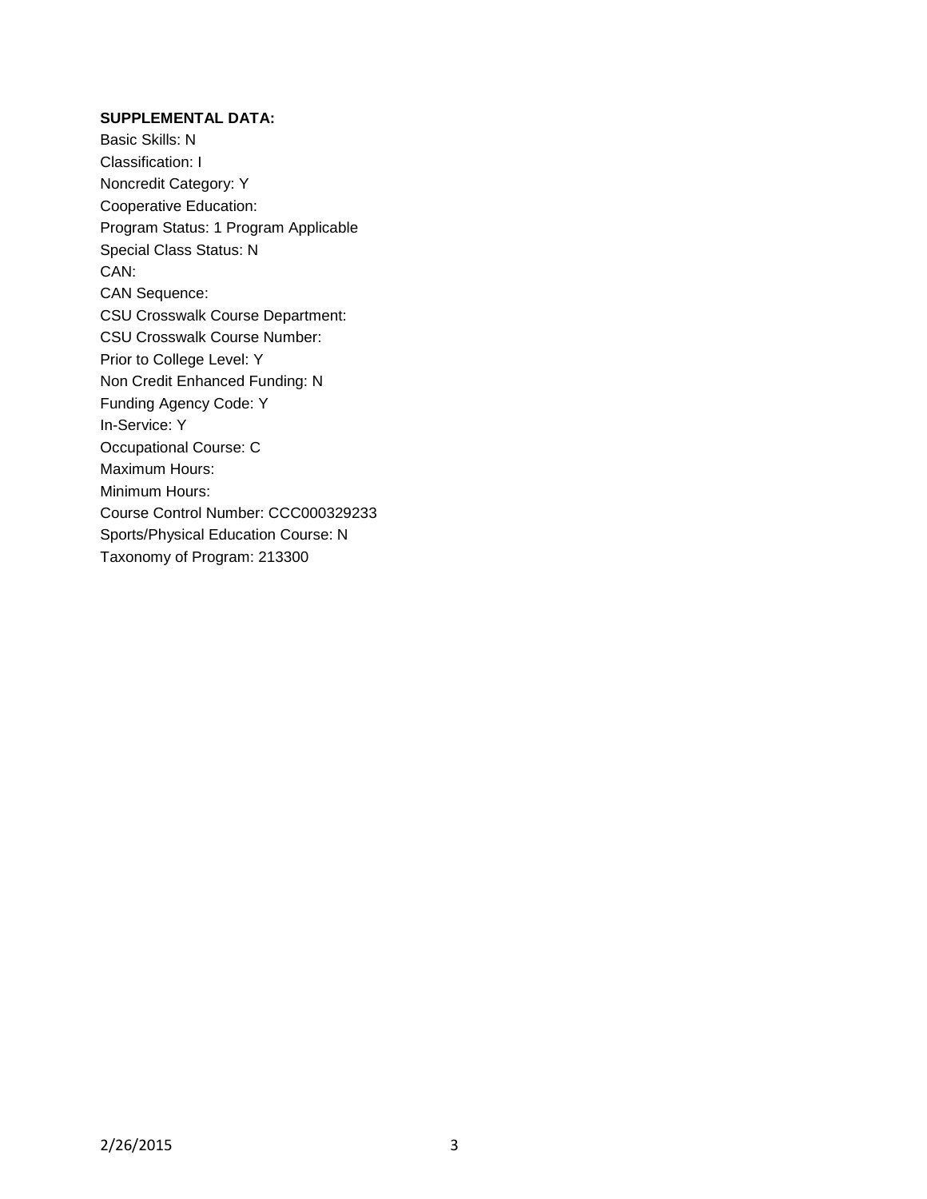**SUPPLEMENTAL DATA:**

Basic Skills: N
Classification: I
Noncredit Category: Y
Cooperative Education:
Program Status: 1 Program Applicable
Special Class Status: N
CAN:
CAN Sequence:
CSU Crosswalk Course Department:
CSU Crosswalk Course Number:
Prior to College Level: Y
Non Credit Enhanced Funding: N
Funding Agency Code: Y
In-Service: Y
Occupational Course: C
Maximum Hours:
Minimum Hours:
Course Control Number: CCC000329233
Sports/Physical Education Course: N
Taxonomy of Program: 213300